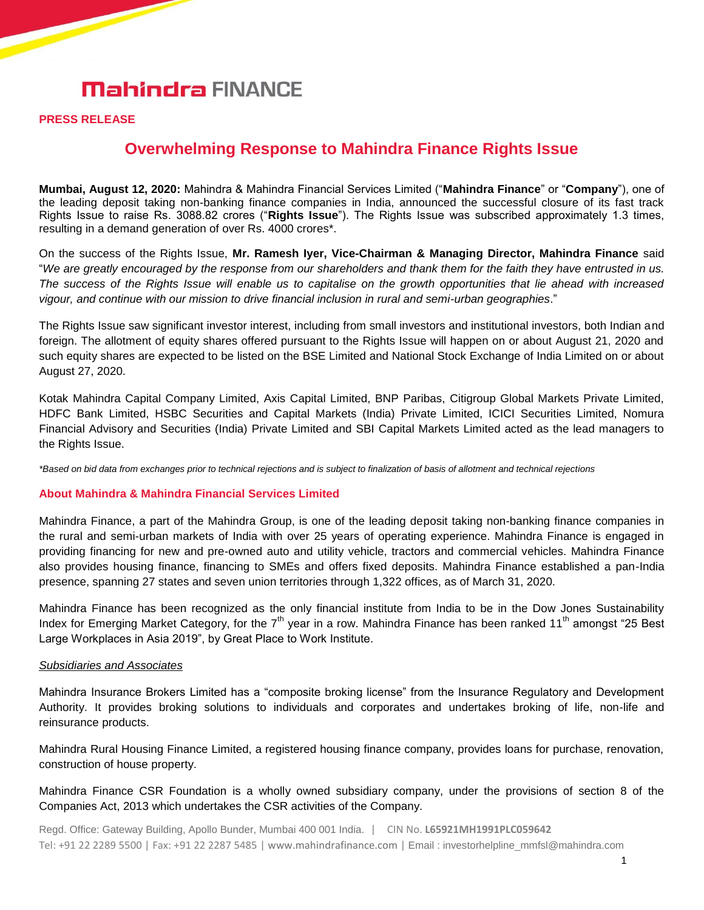# Mahindra FINANCE

**PRESS RELEASE**

## Overwhelming Response to Mahindra Finance Rights Issue

**Mumbai, August 12, 2020:** Mahindra & Mahindra Financial Services Limited ("**Mahindra Finance**" or "**Company**"), one of the leading deposit taking non-banking finance companies in India, announced the successful closure of its fast track Rights Issue to raise Rs. 3088.82 crores ("**Rights Issue**"). The Rights Issue was subscribed approximately 1.3 times, resulting in a demand generation of over Rs. 4000 crores*.

On the success of the Rights Issue, **Mr. Ramesh Iyer, Vice-Chairman & Managing Director, Mahindra Finance** said "*We are greatly encouraged by the response from our shareholders and thank them for the faith they have entrusted in us. The success of the Rights Issue will enable us to capitalise on the growth opportunities that lie ahead with increased vigour, and continue with our mission to drive financial inclusion in rural and semi-urban geographies*."

The Rights Issue saw significant investor interest, including from small investors and institutional investors, both Indian and foreign. The allotment of equity shares offered pursuant to the Rights Issue will happen on or about August 21, 2020 and such equity shares are expected to be listed on the BSE Limited and National Stock Exchange of India Limited on or about August 27, 2020.

Kotak Mahindra Capital Company Limited, Axis Capital Limited, BNP Paribas, Citigroup Global Markets Private Limited, HDFC Bank Limited, HSBC Securities and Capital Markets (India) Private Limited, ICICI Securities Limited, Nomura Financial Advisory and Securities (India) Private Limited and SBI Capital Markets Limited acted as the lead managers to the Rights Issue.

*\*Based on bid data from exchanges prior to technical rejections and is subject to finalization of basis of allotment and technical rejections*

### About Mahindra & Mahindra Financial Services Limited

Mahindra Finance, a part of the Mahindra Group, is one of the leading deposit taking non-banking finance companies in the rural and semi-urban markets of India with over 25 years of operating experience. Mahindra Finance is engaged in providing financing for new and pre-owned auto and utility vehicle, tractors and commercial vehicles. Mahindra Finance also provides housing finance, financing to SMEs and offers fixed deposits. Mahindra Finance established a pan-India presence, spanning 27 states and seven union territories through 1,322 offices, as of March 31, 2020.

Mahindra Finance has been recognized as the only financial institute from India to be in the Dow Jones Sustainability Index for Emerging Market Category, for the 7th year in a row. Mahindra Finance has been ranked 11th amongst "25 Best Large Workplaces in Asia 2019", by Great Place to Work Institute.

*Subsidiaries and Associates*

Mahindra Insurance Brokers Limited has a "composite broking license" from the Insurance Regulatory and Development Authority. It provides broking solutions to individuals and corporates and undertakes broking of life, non-life and reinsurance products.

Mahindra Rural Housing Finance Limited, a registered housing finance company, provides loans for purchase, renovation, construction of house property.

Mahindra Finance CSR Foundation is a wholly owned subsidiary company, under the provisions of section 8 of the Companies Act, 2013 which undertakes the CSR activities of the Company.

Regd. Office: Gateway Building, Apollo Bunder, Mumbai 400 001 India. | CIN No. **L65921MH1991PLC059642**
Tel: +91 22 2289 5500 | Fax: +91 22 2287 5485 | www.mahindrafinance.com | Email : investorhelpline_mmfsl@mahindra.com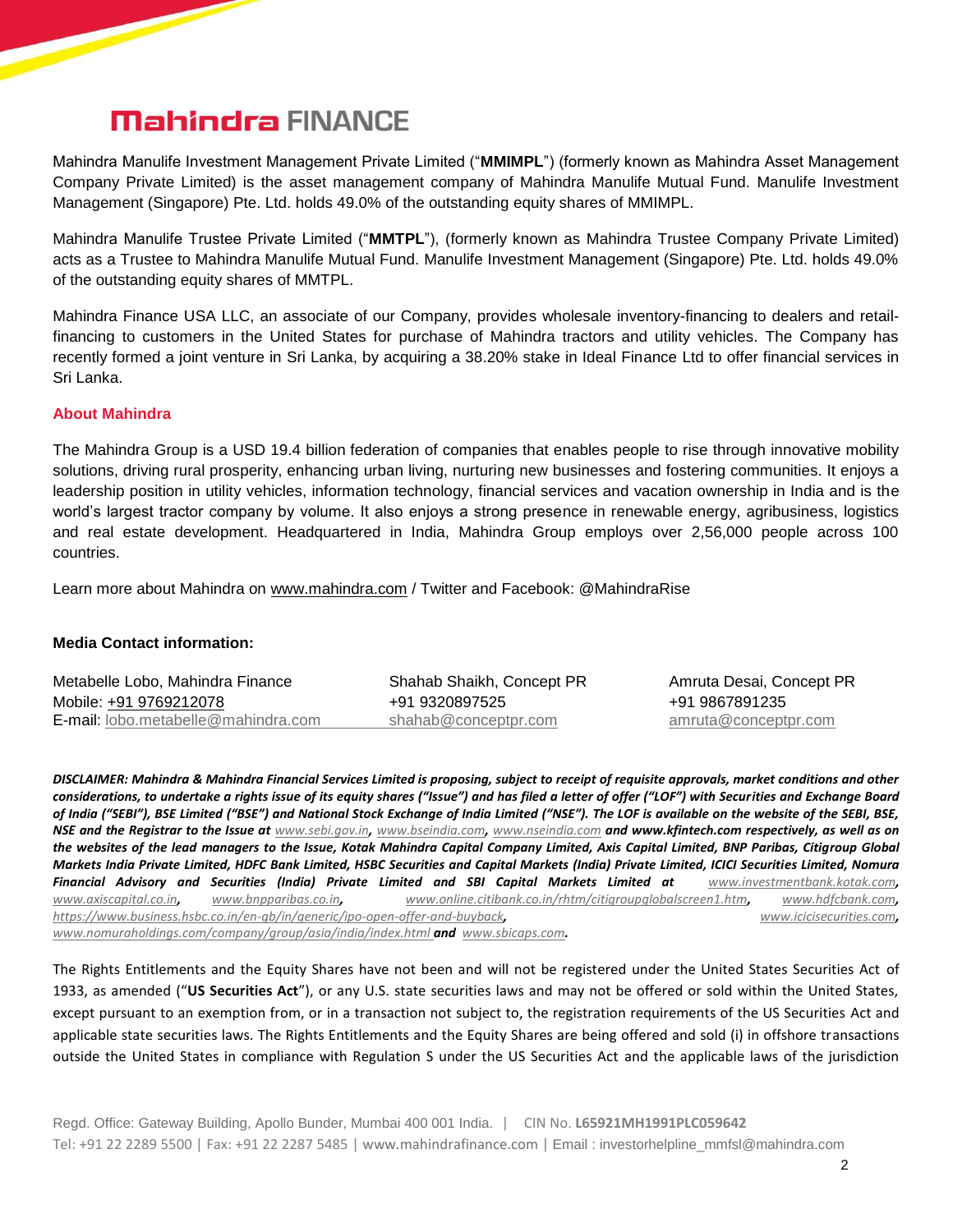Mahindra Manulife Investment Management Private Limited ("**MMIMPL**") (formerly known as Mahindra Asset Management Company Private Limited) is the asset management company of Mahindra Manulife Mutual Fund. Manulife Investment Management (Singapore) Pte. Ltd. holds 49.0% of the outstanding equity shares of MMIMPL.

Mahindra Manulife Trustee Private Limited ("**MMTPL**"), (formerly known as Mahindra Trustee Company Private Limited) acts as a Trustee to Mahindra Manulife Mutual Fund. Manulife Investment Management (Singapore) Pte. Ltd. holds 49.0% of the outstanding equity shares of MMTPL.

Mahindra Finance USA LLC, an associate of our Company, provides wholesale inventory-financing to dealers and retail-financing to customers in the United States for purchase of Mahindra tractors and utility vehicles. The Company has recently formed a joint venture in Sri Lanka, by acquiring a 38.20% stake in Ideal Finance Ltd to offer financial services in Sri Lanka.

## About Mahindra

The Mahindra Group is a USD 19.4 billion federation of companies that enables people to rise through innovative mobility solutions, driving rural prosperity, enhancing urban living, nurturing new businesses and fostering communities. It enjoys a leadership position in utility vehicles, information technology, financial services and vacation ownership in India and is the world's largest tractor company by volume. It also enjoys a strong presence in renewable energy, agribusiness, logistics and real estate development. Headquartered in India, Mahindra Group employs over 2,56,000 people across 100 countries.

Learn more about Mahindra on www.mahindra.com / Twitter and Facebook: @MahindraRise

**Media Contact information:**

| Metabelle Lobo, Mahindra Finance | Shahab Shaikh, Concept PR | Amruta Desai, Concept PR |
|---|---|---|
| Mobile: +91 9769212078 | +91 9320897525 | +91 9867891235 |
| E-mail: lobo.metabelle@mahindra.com | shahab@conceptpr.com | amruta@conceptpr.com |

***DISCLAIMER: Mahindra & Mahindra Financial Services Limited is proposing, subject to receipt of requisite approvals, market conditions and other considerations, to undertake a rights issue of its equity shares ("Issue") and has filed a letter of offer ("LOF") with Securities and Exchange Board of India ("SEBI"), BSE Limited ("BSE") and National Stock Exchange of India Limited ("NSE"). The LOF is available on the website of the SEBI, BSE, NSE and the Registrar to the Issue at www.sebi.gov.in, www.bseindia.com, www.nseindia.com and www.kfintech.com respectively, as well as on the websites of the lead managers to the Issue, Kotak Mahindra Capital Company Limited, Axis Capital Limited, BNP Paribas, Citigroup Global Markets India Private Limited, HDFC Bank Limited, HSBC Securities and Capital Markets (India) Private Limited, ICICI Securities Limited, Nomura Financial Advisory and Securities (India) Private Limited and SBI Capital Markets Limited at www.investmentbank.kotak.com, www.axiscapital.co.in, www.bnpparibas.co.in, www.online.citibank.co.in/rhtm/citigroupglobalscreen1.htm, www.hdfcbank.com, https://www.business.hsbc.co.in/en-gb/in/generic/ipo-open-offer-and-buyback, www.icicisecurities.com, www.nomuraholdings.com/company/group/asia/india/index.html and www.sbicaps.com.***

The Rights Entitlements and the Equity Shares have not been and will not be registered under the United States Securities Act of 1933, as amended ("**US Securities Act**"), or any U.S. state securities laws and may not be offered or sold within the United States, except pursuant to an exemption from, or in a transaction not subject to, the registration requirements of the US Securities Act and applicable state securities laws. The Rights Entitlements and the Equity Shares are being offered and sold (i) in offshore transactions outside the United States in compliance with Regulation S under the US Securities Act and the applicable laws of the jurisdiction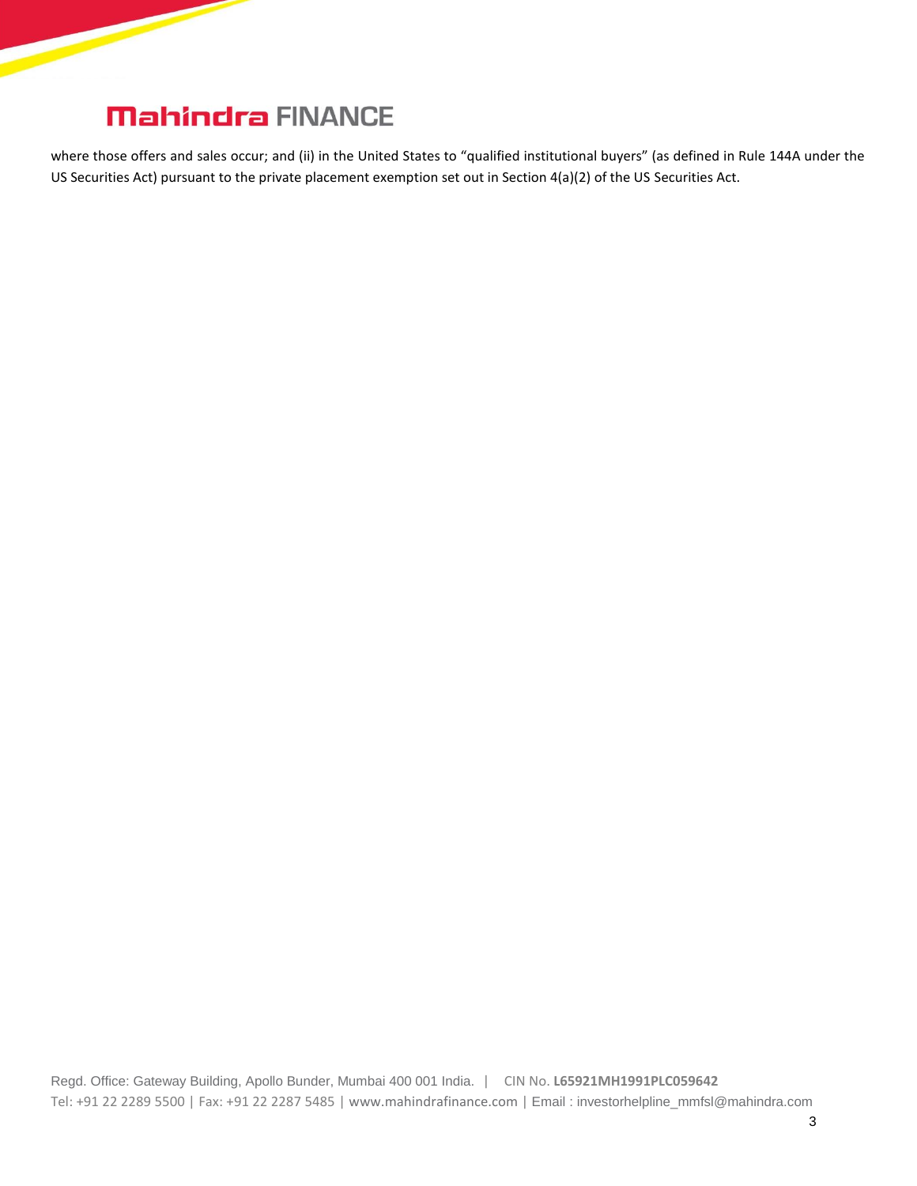where those offers and sales occur; and (ii) in the United States to “qualified institutional buyers” (as defined in Rule 144A under the US Securities Act) pursuant to the private placement exemption set out in Section 4(a)(2) of the US Securities Act.